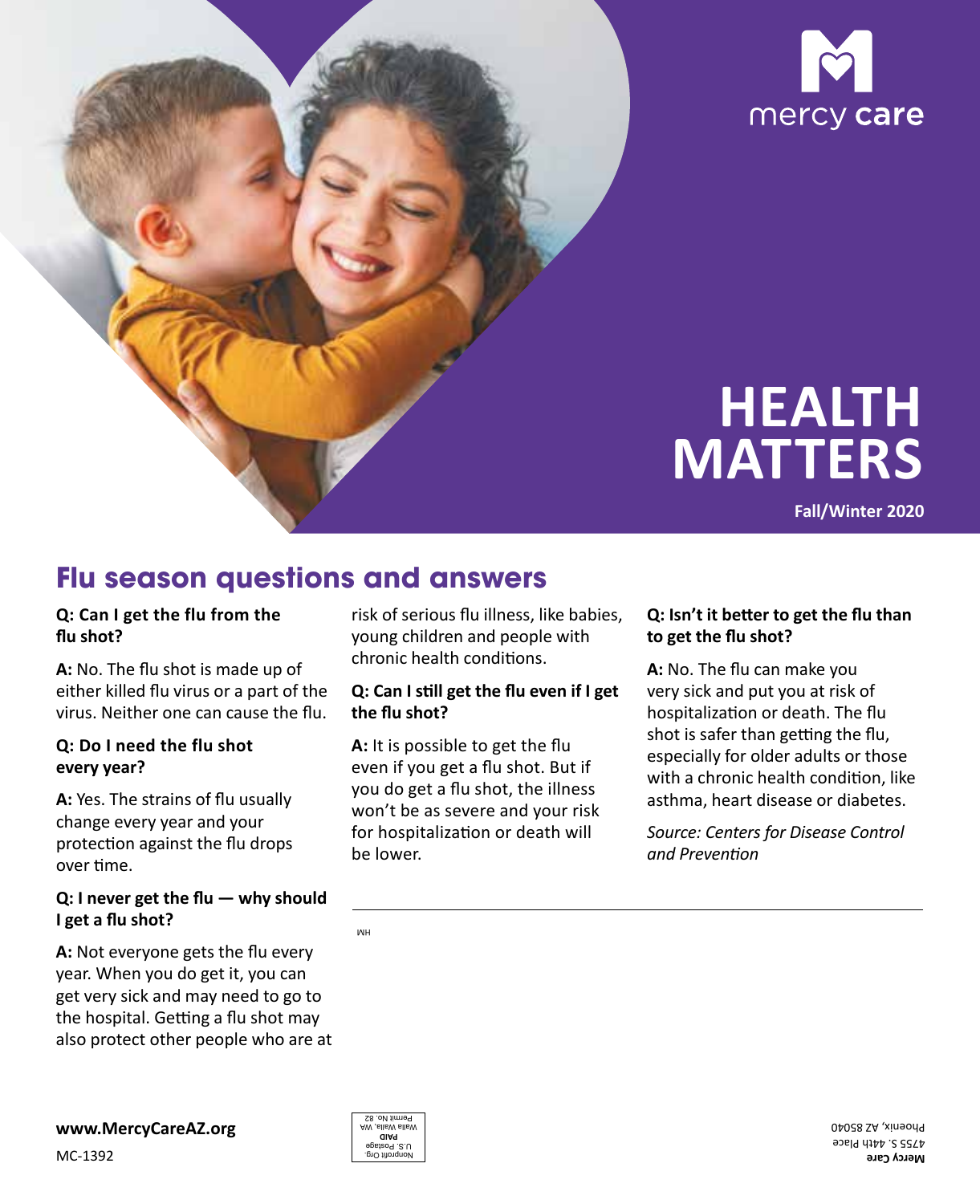mercy care

# HEALTH MATTERS

Fall/Winter 2020

## Flu season questions and answers

**Q: Can I get the flu from the flu shot?**

**A:** No. The flu shot is made up of either killed flu virus or a part of the virus. Neither one can cause the flu.

**Q: Do I need the flu shot every year?**

**A:** Yes. The strains of flu usually change every year and your protection against the flu drops over time.

**Q: I never get the flu — why should I get a flu shot?**

**A:** Not everyone gets the flu every year. When you do get it, you can get very sick and may need to go to the hospital. Getting a flu shot may also protect other people who are at risk of serious flu illness, like babies, young children and people with chronic health conditions.

**Q: Can I still get the flu even if I get the flu shot?**

**A:** It is possible to get the flu even if you get a flu shot. But if you do get a flu shot, the illness won't be as severe and your risk for hospitalization or death will be lower.

**Q: Isn't it better to get the flu than to get the flu shot?**

**A:** No. The flu can make you very sick and put you at risk of hospitalization or death. The flu shot is safer than getting the flu, especially for older adults or those with a chronic health condition, like asthma, heart disease or diabetes.

*Source: Centers for Disease Control and Prevention*

HM

**www.MercyCareAZ.org**

MC-1392

Nonprofit Org.
U.S. Postage
**PAID**
Walla Walla, WA
Permit No. 82

**Mercy Care**
4755 S. 44th Place
Phoenix, AZ 85040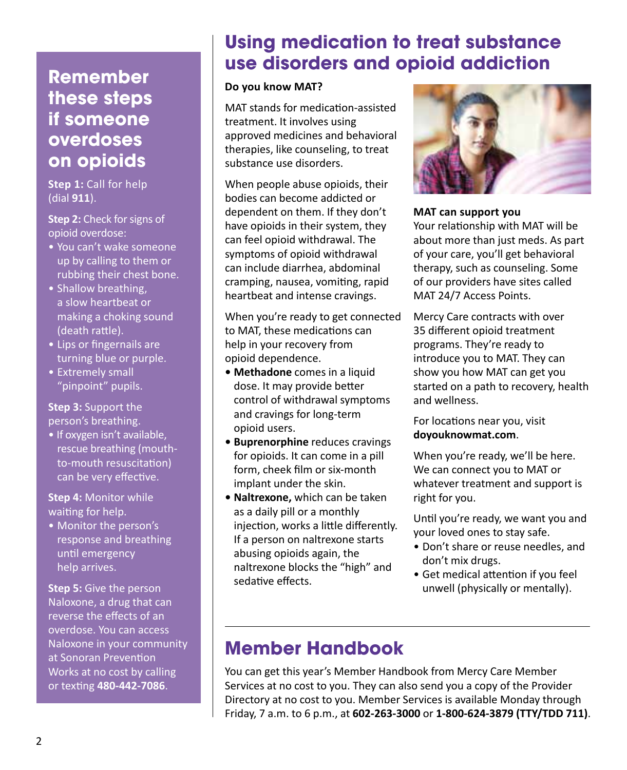## Remember these steps if someone overdoses on opioids

**Step 1:** Call for help (dial **911**).

**Step 2:** Check for signs of opioid overdose:

- You can't wake someone up by calling to them or rubbing their chest bone.
- Shallow breathing, a slow heartbeat or making a choking sound (death rattle).
- Lips or fingernails are turning blue or purple.
- Extremely small "pinpoint" pupils.

**Step 3:** Support the person's breathing.

- If oxygen isn't available, rescue breathing (mouth-to-mouth resuscitation) can be very effective.

**Step 4:** Monitor while waiting for help.

- Monitor the person's response and breathing until emergency help arrives.

**Step 5:** Give the person Naloxone, a drug that can reverse the effects of an overdose. You can access Naloxone in your community at Sonoran Prevention Works at no cost by calling or texting **480-442-7086**.

# Using medication to treat substance use disorders and opioid addiction

**Do you know MAT?**

MAT stands for medication-assisted treatment. It involves using approved medicines and behavioral therapies, like counseling, to treat substance use disorders.

When people abuse opioids, their bodies can become addicted or dependent on them. If they don't have opioids in their system, they can feel opioid withdrawal. The symptoms of opioid withdrawal can include diarrhea, abdominal cramping, nausea, vomiting, rapid heartbeat and intense cravings.

When you're ready to get connected to MAT, these medications can help in your recovery from opioid dependence.

- **Methadone** comes in a liquid dose. It may provide better control of withdrawal symptoms and cravings for long-term opioid users.
- **Buprenorphine** reduces cravings for opioids. It can come in a pill form, cheek film or six-month implant under the skin.
- **Naltrexone,** which can be taken as a daily pill or a monthly injection, works a little differently. If a person on naltrexone starts abusing opioids again, the naltrexone blocks the "high" and sedative effects.

**MAT can support you**

Your relationship with MAT will be about more than just meds. As part of your care, you'll get behavioral therapy, such as counseling. Some of our providers have sites called MAT 24/7 Access Points.

Mercy Care contracts with over 35 different opioid treatment programs. They're ready to introduce you to MAT. They can show you how MAT can get you started on a path to recovery, health and wellness.

For locations near you, visit **doyouknowmat.com**.

When you're ready, we'll be here. We can connect you to MAT or whatever treatment and support is right for you.

Until you're ready, we want you and your loved ones to stay safe.

- Don't share or reuse needles, and don't mix drugs.
- Get medical attention if you feel unwell (physically or mentally).

# Member Handbook

You can get this year's Member Handbook from Mercy Care Member Services at no cost to you. They can also send you a copy of the Provider Directory at no cost to you. Member Services is available Monday through Friday, 7 a.m. to 6 p.m., at **602-263-3000** or **1-800-624-3879 (TTY/TDD 711)**.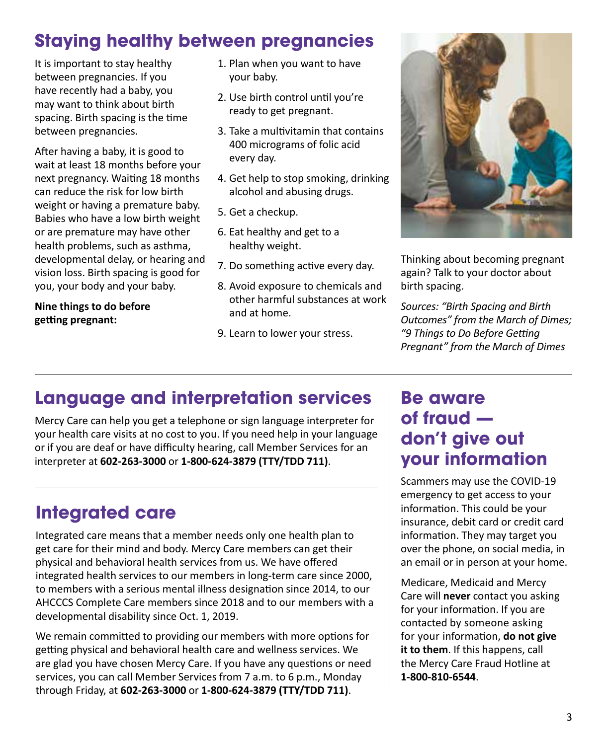## Staying healthy between pregnancies

It is important to stay healthy between pregnancies. If you have recently had a baby, you may want to think about birth spacing. Birth spacing is the time between pregnancies.

After having a baby, it is good to wait at least 18 months before your next pregnancy. Waiting 18 months can reduce the risk for low birth weight or having a premature baby. Babies who have a low birth weight or are premature may have other health problems, such as asthma, developmental delay, or hearing and vision loss. Birth spacing is good for you, your body and your baby.

**Nine things to do before getting pregnant:**

1. Plan when you want to have your baby.
2. Use birth control until you're ready to get pregnant.
3. Take a multivitamin that contains 400 micrograms of folic acid every day.
4. Get help to stop smoking, drinking alcohol and abusing drugs.
5. Get a checkup.
6. Eat healthy and get to a healthy weight.
7. Do something active every day.
8. Avoid exposure to chemicals and other harmful substances at work and at home.
9. Learn to lower your stress.

Thinking about becoming pregnant again? Talk to your doctor about birth spacing.

*Sources: "Birth Spacing and Birth Outcomes" from the March of Dimes; "9 Things to Do Before Getting Pregnant" from the March of Dimes*

## Language and interpretation services

Mercy Care can help you get a telephone or sign language interpreter for your health care visits at no cost to you. If you need help in your language or if you are deaf or have difficulty hearing, call Member Services for an interpreter at **602-263-3000** or **1-800-624-3879 (TTY/TDD 711)**.

## Integrated care

Integrated care means that a member needs only one health plan to get care for their mind and body. Mercy Care members can get their physical and behavioral health services from us. We have offered integrated health services to our members in long-term care since 2000, to members with a serious mental illness designation since 2014, to our AHCCCS Complete Care members since 2018 and to our members with a developmental disability since Oct. 1, 2019.

We remain committed to providing our members with more options for getting physical and behavioral health care and wellness services. We are glad you have chosen Mercy Care. If you have any questions or need services, you can call Member Services from 7 a.m. to 6 p.m., Monday through Friday, at **602-263-3000** or **1-800-624-3879 (TTY/TDD 711)**.

## Be aware of fraud — don't give out your information

Scammers may use the COVID-19 emergency to get access to your information. This could be your insurance, debit card or credit card information. They may target you over the phone, on social media, in an email or in person at your home.

Medicare, Medicaid and Mercy Care will **never** contact you asking for your information. If you are contacted by someone asking for your information, **do not give it to them**. If this happens, call the Mercy Care Fraud Hotline at **1-800-810-6544**.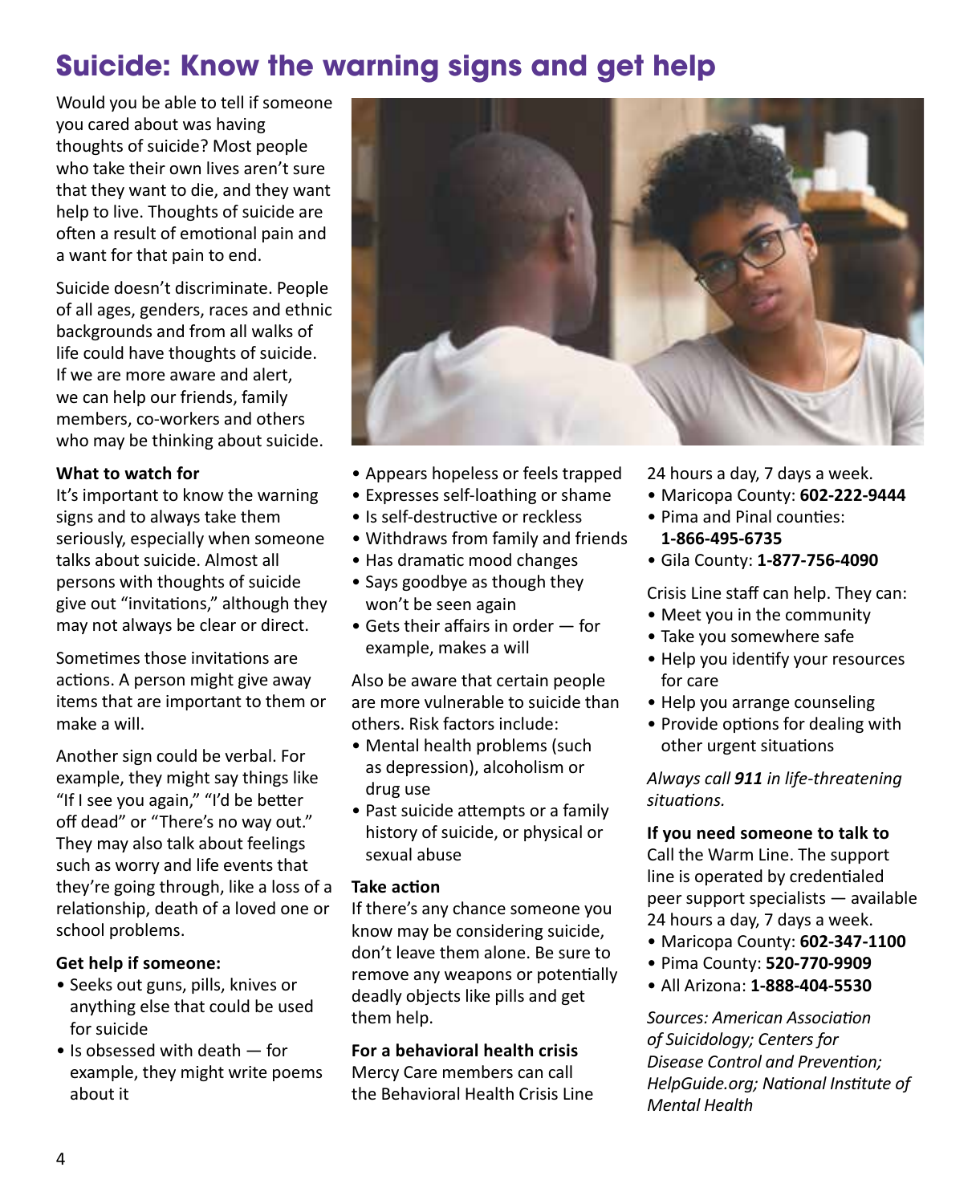# Suicide: Know the warning signs and get help

Would you be able to tell if someone you cared about was having thoughts of suicide? Most people who take their own lives aren't sure that they want to die, and they want help to live. Thoughts of suicide are often a result of emotional pain and a want for that pain to end.

Suicide doesn't discriminate. People of all ages, genders, races and ethnic backgrounds and from all walks of life could have thoughts of suicide. If we are more aware and alert, we can help our friends, family members, co-workers and others who may be thinking about suicide.

**What to watch for**

It's important to know the warning signs and to always take them seriously, especially when someone talks about suicide. Almost all persons with thoughts of suicide give out "invitations," although they may not always be clear or direct.

Sometimes those invitations are actions. A person might give away items that are important to them or make a will.

Another sign could be verbal. For example, they might say things like "If I see you again," "I'd be better off dead" or "There's no way out." They may also talk about feelings such as worry and life events that they're going through, like a loss of a relationship, death of a loved one or school problems.

**Get help if someone:**

- Seeks out guns, pills, knives or anything else that could be used for suicide
- Is obsessed with death — for example, they might write poems about it
- Appears hopeless or feels trapped
- Expresses self-loathing or shame
- Is self-destructive or reckless
- Withdraws from family and friends
- Has dramatic mood changes
- Says goodbye as though they won't be seen again
- Gets their affairs in order — for example, makes a will

Also be aware that certain people are more vulnerable to suicide than others. Risk factors include:

- Mental health problems (such as depression), alcoholism or drug use
- Past suicide attempts or a family history of suicide, or physical or sexual abuse

**Take action**

If there's any chance someone you know may be considering suicide, don't leave them alone. Be sure to remove any weapons or potentially deadly objects like pills and get them help.

**For a behavioral health crisis**

Mercy Care members can call the Behavioral Health Crisis Line 24 hours a day, 7 days a week.

- Maricopa County: **602-222-9444**
- Pima and Pinal counties: **1-866-495-6735**
- Gila County: **1-877-756-4090**

Crisis Line staff can help. They can:

- Meet you in the community
- Take you somewhere safe
- Help you identify your resources for care
- Help you arrange counseling
- Provide options for dealing with other urgent situations

*Always call **911** in life-threatening situations.*

**If you need someone to talk to**

Call the Warm Line. The support line is operated by credentialed peer support specialists — available 24 hours a day, 7 days a week.

- Maricopa County: **602-347-1100**
- Pima County: **520-770-9909**
- All Arizona: **1-888-404-5530**

*Sources: American Association of Suicidology; Centers for Disease Control and Prevention; HelpGuide.org; National Institute of Mental Health*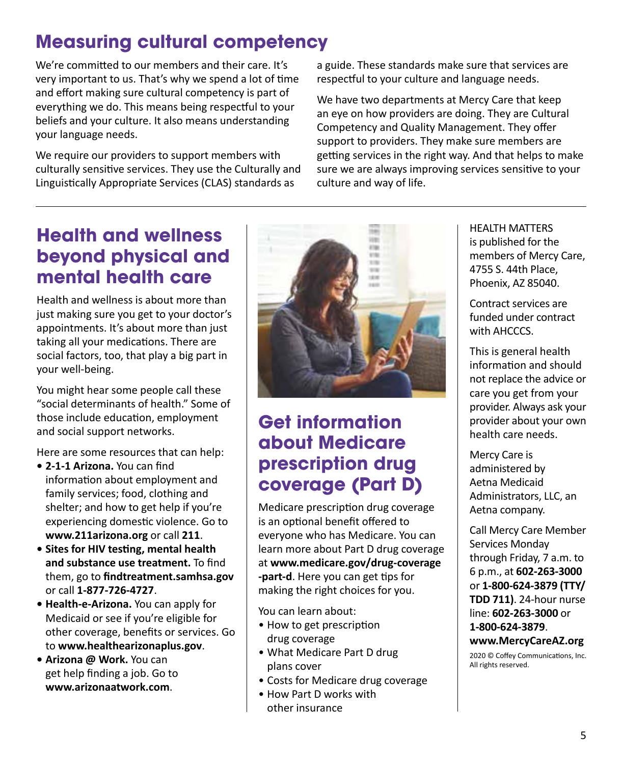# Measuring cultural competency

We're committed to our members and their care. It's very important to us. That's why we spend a lot of time and effort making sure cultural competency is part of everything we do. This means being respectful to your beliefs and your culture. It also means understanding your language needs.

We require our providers to support members with culturally sensitive services. They use the Culturally and Linguistically Appropriate Services (CLAS) standards as a guide. These standards make sure that services are respectful to your culture and language needs.

We have two departments at Mercy Care that keep an eye on how providers are doing. They are Cultural Competency and Quality Management. They offer support to providers. They make sure members are getting services in the right way. And that helps to make sure we are always improving services sensitive to your culture and way of life.

# Health and wellness beyond physical and mental health care

Health and wellness is about more than just making sure you get to your doctor's appointments. It's about more than just taking all your medications. There are social factors, too, that play a big part in your well-being.

You might hear some people call these "social determinants of health." Some of those include education, employment and social support networks.

Here are some resources that can help:

- **2-1-1 Arizona.** You can find information about employment and family services; food, clothing and shelter; and how to get help if you're experiencing domestic violence. Go to **www.211arizona.org** or call **211**.
- **Sites for HIV testing, mental health and substance use treatment.** To find them, go to **findtreatment.samhsa.gov** or call **1-877-726-4727**.
- **Health-e-Arizona.** You can apply for Medicaid or see if you're eligible for other coverage, benefits or services. Go to **www.healthearizonaplus.gov**.
- **Arizona @ Work.** You can get help finding a job. Go to **www.arizonaatwork.com**.

# Get information about Medicare prescription drug coverage (Part D)

Medicare prescription drug coverage is an optional benefit offered to everyone who has Medicare. You can learn more about Part D drug coverage at **www.medicare.gov/drug-coverage-part-d**. Here you can get tips for making the right choices for you.

You can learn about:

- How to get prescription drug coverage
- What Medicare Part D drug plans cover
- Costs for Medicare drug coverage
- How Part D works with other insurance

HEALTH MATTERS is published for the members of Mercy Care, 4755 S. 44th Place, Phoenix, AZ 85040.

Contract services are funded under contract with AHCCCS.

This is general health information and should not replace the advice or care you get from your provider. Always ask your provider about your own health care needs.

Mercy Care is administered by Aetna Medicaid Administrators, LLC, an Aetna company.

Call Mercy Care Member Services Monday through Friday, 7 a.m. to 6 p.m., at **602-263-3000** or **1-800-624-3879 (TTY/TDD 711)**. 24-hour nurse line: **602-263-3000** or **1-800-624-3879**. **www.MercyCareAZ.org**

2020 © Coffey Communications, Inc. All rights reserved.